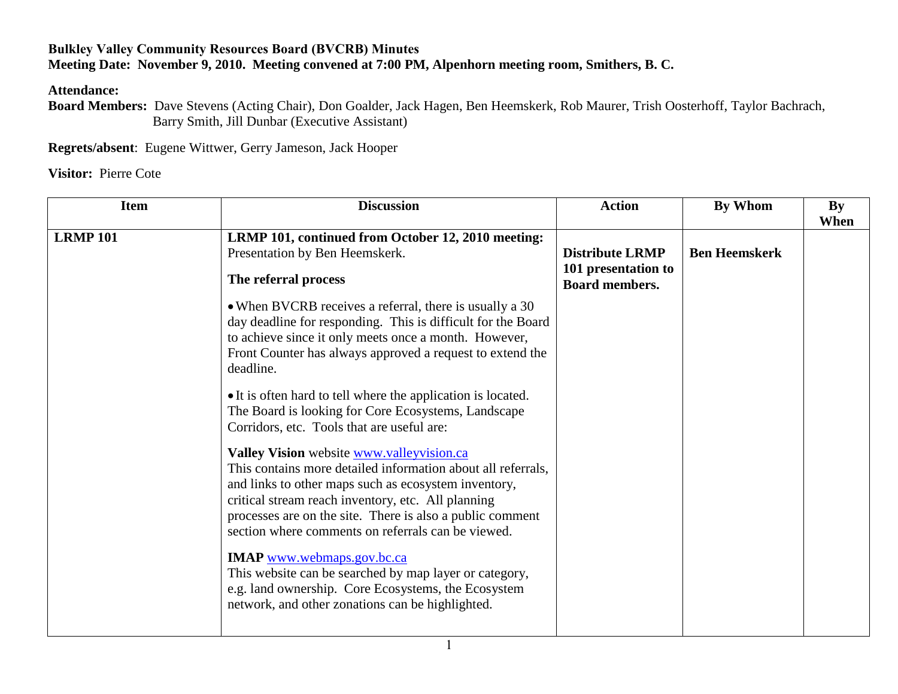**Bulkley Valley Community Resources Board (BVCRB) Minutes**
**Meeting Date: November 9, 2010. Meeting convened at 7:00 PM, Alpenhorn meeting room, Smithers, B. C.**

**Attendance:**
**Board Members:** Dave Stevens (Acting Chair), Don Goalder, Jack Hagen, Ben Heemskerk, Rob Maurer, Trish Oosterhoff, Taylor Bachrach, Barry Smith, Jill Dunbar (Executive Assistant)

**Regrets/absent**: Eugene Wittwer, Gerry Jameson, Jack Hooper

**Visitor:** Pierre Cote

| Item | Discussion | Action | By Whom | By When |
|---|---|---|---|---|
| **LRMP 101** | **LRMP 101, continued from October 12, 2010 meeting:** Presentation by Ben Heemskerk.<br><br>**The referral process**<br><br>• When BVCRB receives a referral, there is usually a 30 day deadline for responding. This is difficult for the Board to achieve since it only meets once a month. However, Front Counter has always approved a request to extend the deadline.<br><br>• It is often hard to tell where the application is located. The Board is looking for Core Ecosystems, Landscape Corridors, etc. Tools that are useful are:<br><br>**Valley Vision** website www.valleyvision.ca<br>This contains more detailed information about all referrals, and links to other maps such as ecosystem inventory, critical stream reach inventory, etc. All planning processes are on the site. There is also a public comment section where comments on referrals can be viewed.<br><br>**IMAP** www.webmaps.gov.bc.ca<br>This website can be searched by map layer or category, e.g. land ownership. Core Ecosystems, the Ecosystem network, and other zonations can be highlighted. | **Distribute LRMP 101 presentation to Board members.** | **Ben Heemskerk** | |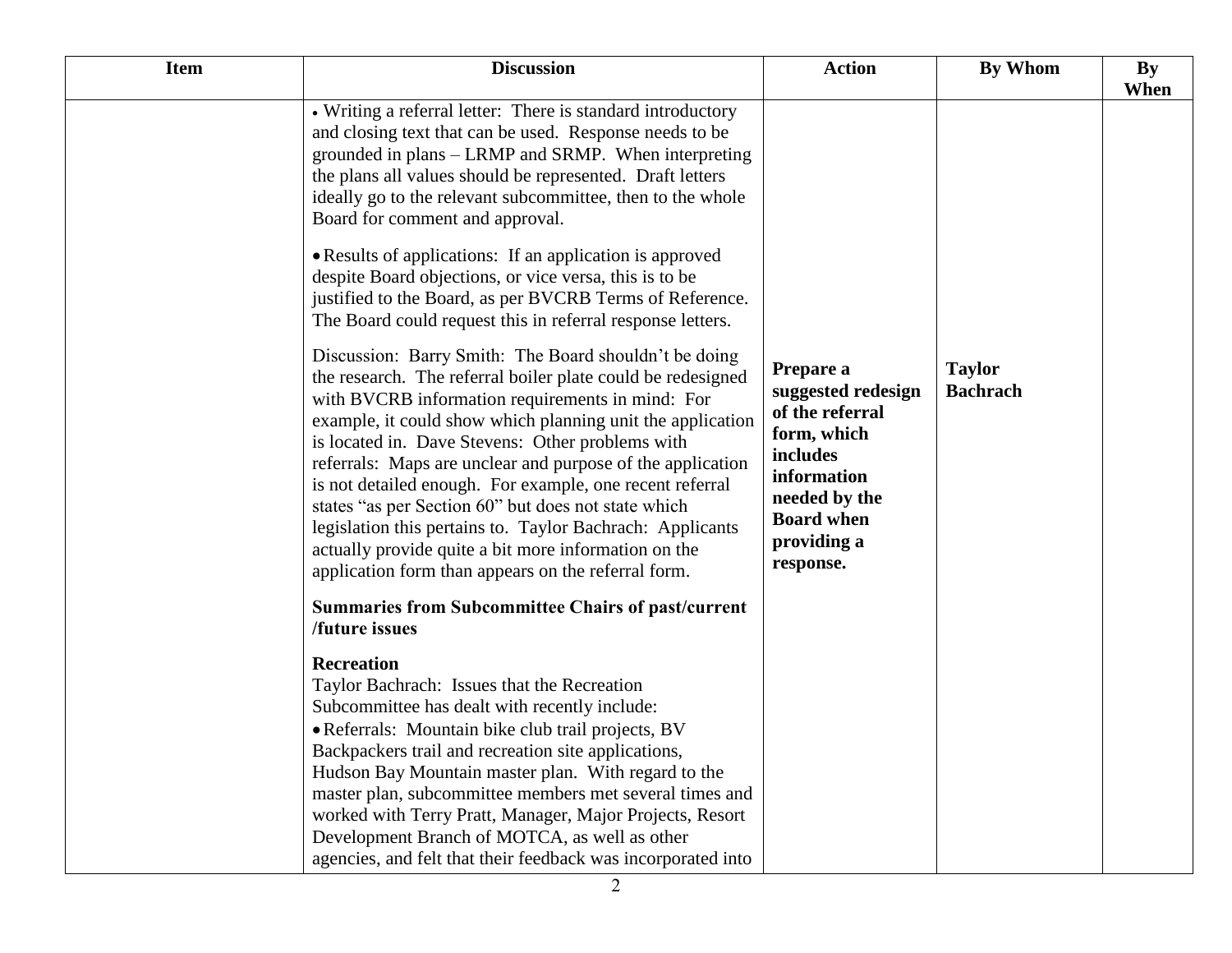| Item | Discussion | Action | By Whom | By When |
|---|---|---|---|---|
| | • Writing a referral letter: There is standard introductory and closing text that can be used. Response needs to be grounded in plans – LRMP and SRMP. When interpreting the plans all values should be represented. Draft letters ideally go to the relevant subcommittee, then to the whole Board for comment and approval.<br><br>• Results of applications: If an application is approved despite Board objections, or vice versa, this is to be justified to the Board, as per BVCRB Terms of Reference. The Board could request this in referral response letters.<br><br>Discussion: Barry Smith: The Board shouldn't be doing the research. The referral boiler plate could be redesigned with BVCRB information requirements in mind: For example, it could show which planning unit the application is located in. Dave Stevens: Other problems with referrals: Maps are unclear and purpose of the application is not detailed enough. For example, one recent referral states "as per Section 60" but does not state which legislation this pertains to. Taylor Bachrach: Applicants actually provide quite a bit more information on the application form than appears on the referral form.<br><br>**Summaries from Subcommittee Chairs of past/current /future issues**<br><br>**Recreation**<br>Taylor Bachrach: Issues that the Recreation Subcommittee has dealt with recently include:<br>• Referrals: Mountain bike club trail projects, BV Backpackers trail and recreation site applications, Hudson Bay Mountain master plan. With regard to the master plan, subcommittee members met several times and worked with Terry Pratt, Manager, Major Projects, Resort Development Branch of MOTCA, as well as other agencies, and felt that their feedback was incorporated into | **Prepare a suggested redesign of the referral form, which includes information needed by the Board when providing a response.** | **Taylor Bachrach** | |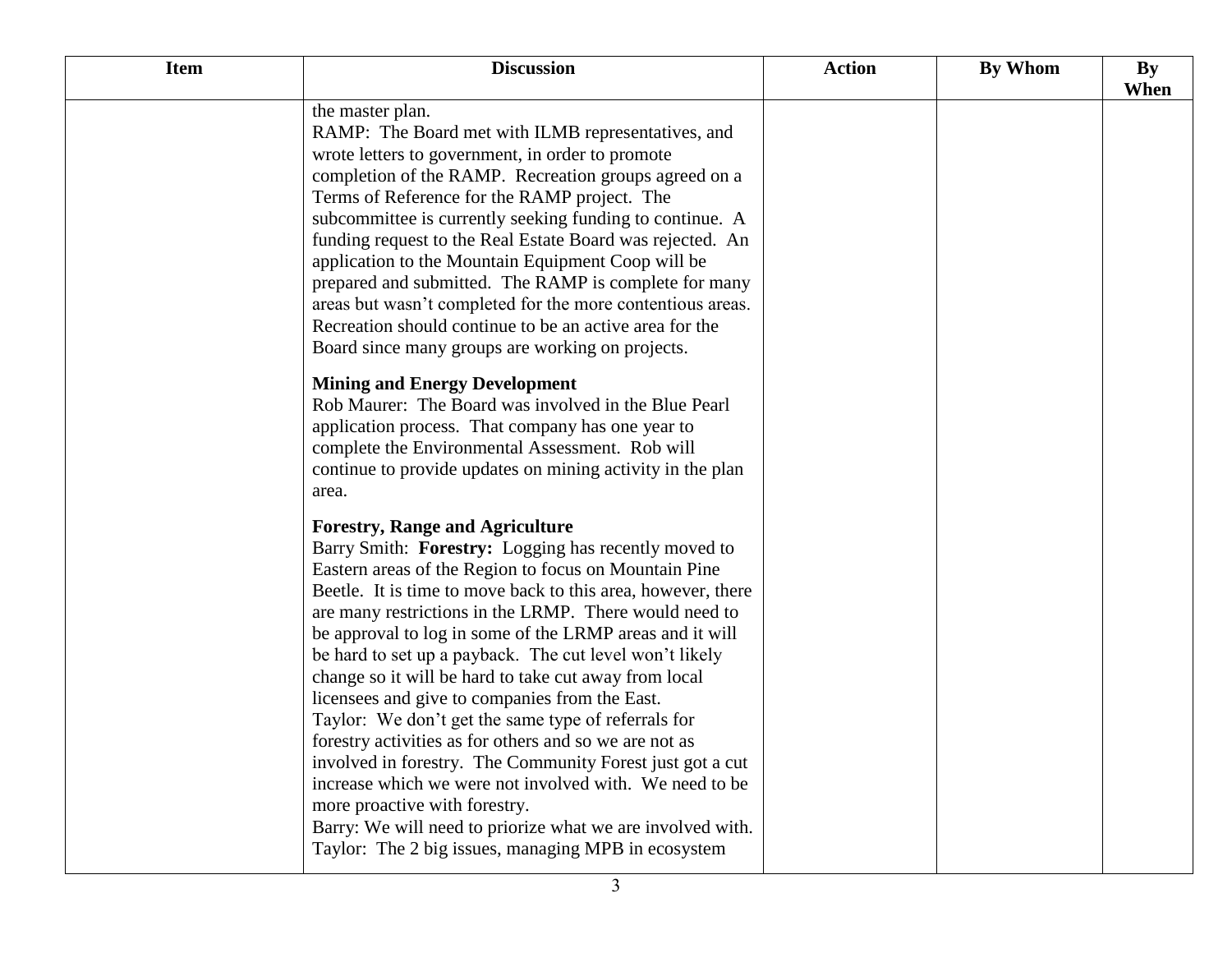| Item | Discussion | Action | By Whom | By When |
|---|---|---|---|---|
| | the master plan.<br>RAMP: The Board met with ILMB representatives, and wrote letters to government, in order to promote completion of the RAMP. Recreation groups agreed on a Terms of Reference for the RAMP project. The subcommittee is currently seeking funding to continue. A funding request to the Real Estate Board was rejected. An application to the Mountain Equipment Coop will be prepared and submitted. The RAMP is complete for many areas but wasn't completed for the more contentious areas. Recreation should continue to be an active area for the Board since many groups are working on projects.<br><br>**Mining and Energy Development**<br>Rob Maurer: The Board was involved in the Blue Pearl application process. That company has one year to complete the Environmental Assessment. Rob will continue to provide updates on mining activity in the plan area.<br><br>**Forestry, Range and Agriculture**<br>Barry Smith: **Forestry:** Logging has recently moved to Eastern areas of the Region to focus on Mountain Pine Beetle. It is time to move back to this area, however, there are many restrictions in the LRMP. There would need to be approval to log in some of the LRMP areas and it will be hard to set up a payback. The cut level won't likely change so it will be hard to take cut away from local licensees and give to companies from the East.<br>Taylor: We don't get the same type of referrals for forestry activities as for others and so we are not as involved in forestry. The Community Forest just got a cut increase which we were not involved with. We need to be more proactive with forestry.<br>Barry: We will need to priorize what we are involved with.<br>Taylor: The 2 big issues, managing MPB in ecosystem | | | |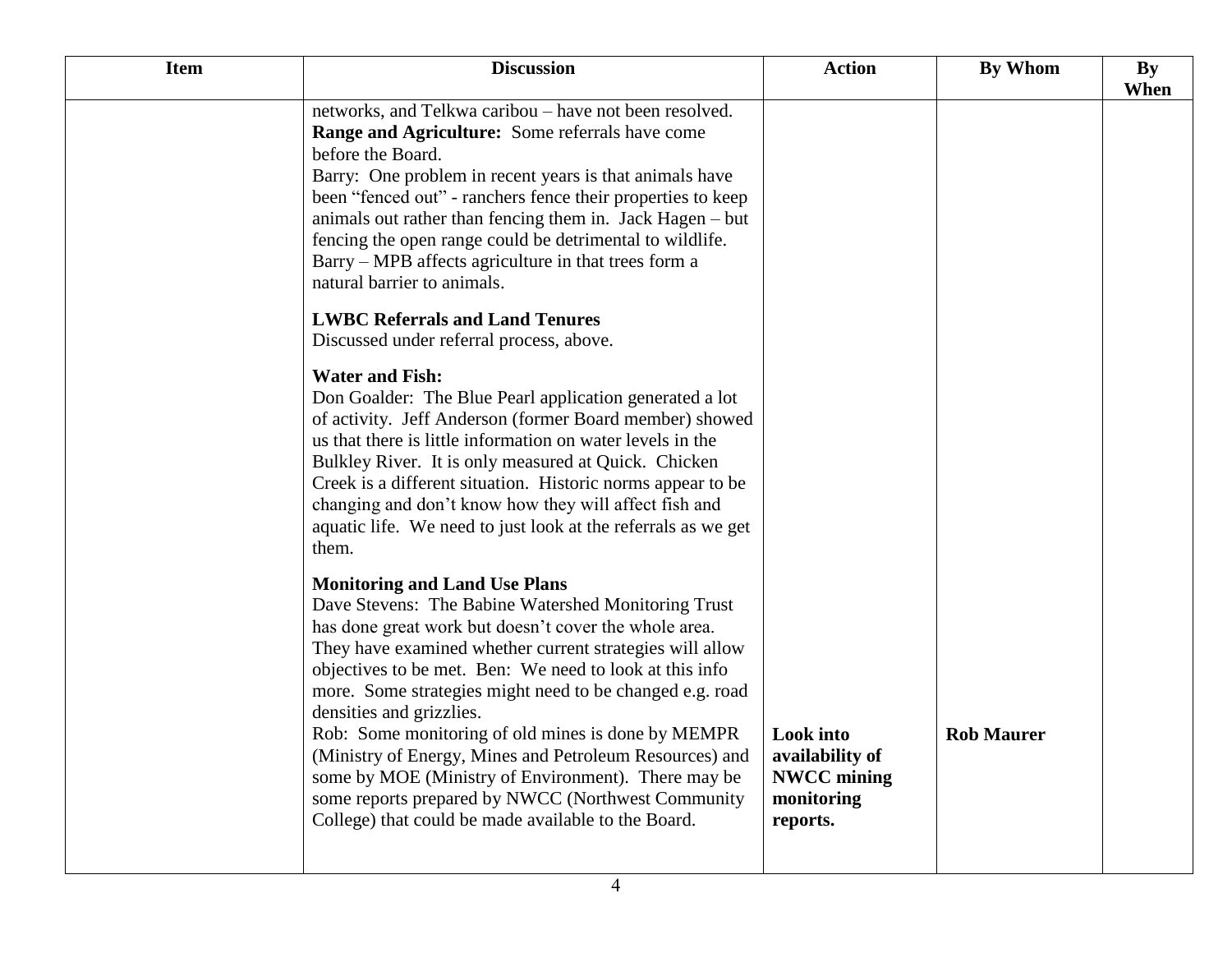| Item | Discussion | Action | By Whom | By When |
|---|---|---|---|---|
| | networks, and Telkwa caribou – have not been resolved.<br>**Range and Agriculture:** Some referrals have come before the Board.<br>Barry: One problem in recent years is that animals have been "fenced out" - ranchers fence their properties to keep animals out rather than fencing them in. Jack Hagen – but fencing the open range could be detrimental to wildlife. Barry – MPB affects agriculture in that trees form a natural barrier to animals.<br><br>**LWBC Referrals and Land Tenures**<br>Discussed under referral process, above.<br><br>**Water and Fish:**<br>Don Goalder: The Blue Pearl application generated a lot of activity. Jeff Anderson (former Board member) showed us that there is little information on water levels in the Bulkley River. It is only measured at Quick. Chicken Creek is a different situation. Historic norms appear to be changing and don't know how they will affect fish and aquatic life. We need to just look at the referrals as we get them.<br><br>**Monitoring and Land Use Plans**<br>Dave Stevens: The Babine Watershed Monitoring Trust has done great work but doesn't cover the whole area. They have examined whether current strategies will allow objectives to be met. Ben: We need to look at this info more. Some strategies might need to be changed e.g. road densities and grizzlies.<br>Rob: Some monitoring of old mines is done by MEMPR (Ministry of Energy, Mines and Petroleum Resources) and some by MOE (Ministry of Environment). There may be some reports prepared by NWCC (Northwest Community College) that could be made available to the Board. | **Look into availability of NWCC mining monitoring reports.** | **Rob Maurer** | |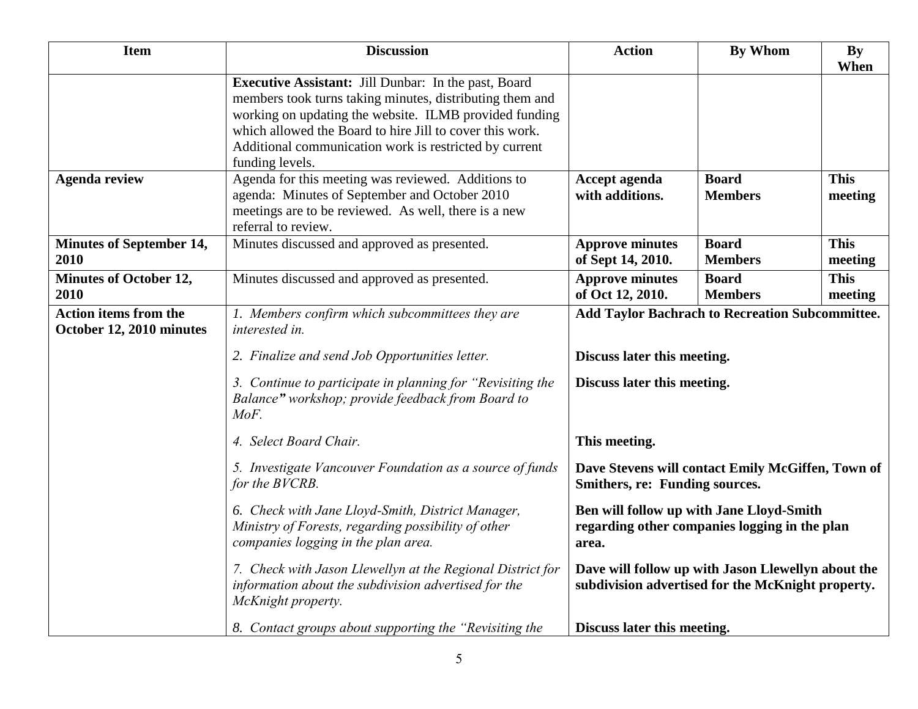| Item | Discussion | Action | By Whom | By When |
|---|---|---|---|---|
| | **Executive Assistant:** Jill Dunbar: In the past, Board members took turns taking minutes, distributing them and working on updating the website. ILMB provided funding which allowed the Board to hire Jill to cover this work. Additional communication work is restricted by current funding levels. | | | |
| **Agenda review** | Agenda for this meeting was reviewed. Additions to agenda: Minutes of September and October 2010 meetings are to be reviewed. As well, there is a new referral to review. | **Accept agenda with additions.** | **Board Members** | **This meeting** |
| **Minutes of September 14, 2010** | Minutes discussed and approved as presented. | **Approve minutes of Sept 14, 2010.** | **Board Members** | **This meeting** |
| **Minutes of October 12, 2010** | Minutes discussed and approved as presented. | **Approve minutes of Oct 12, 2010.** | **Board Members** | **This meeting** |
| **Action items from the October 12, 2010 minutes** | *1. Members confirm which subcommittees they are interested in.* | **Add Taylor Bachrach to Recreation Subcommittee.** | | |
| | *2. Finalize and send Job Opportunities letter.* | **Discuss later this meeting.** | | |
| | *3. Continue to participate in planning for "Revisiting the Balance" workshop; provide feedback from Board to MoF.* | **Discuss later this meeting.** | | |
| | *4. Select Board Chair.* | **This meeting.** | | |
| | *5. Investigate Vancouver Foundation as a source of funds for the BVCRB.* | **Dave Stevens will contact Emily McGiffen, Town of Smithers, re: Funding sources.** | | |
| | *6. Check with Jane Lloyd-Smith, District Manager, Ministry of Forests, regarding possibility of other companies logging in the plan area.* | **Ben will follow up with Jane Lloyd-Smith regarding other companies logging in the plan area.** | | |
| | *7. Check with Jason Llewellyn at the Regional District for information about the subdivision advertised for the McKnight property.* | **Dave will follow up with Jason Llewellyn about the subdivision advertised for the McKnight property.** | | |
| | *8. Contact groups about supporting the "Revisiting the* | **Discuss later this meeting.** | | |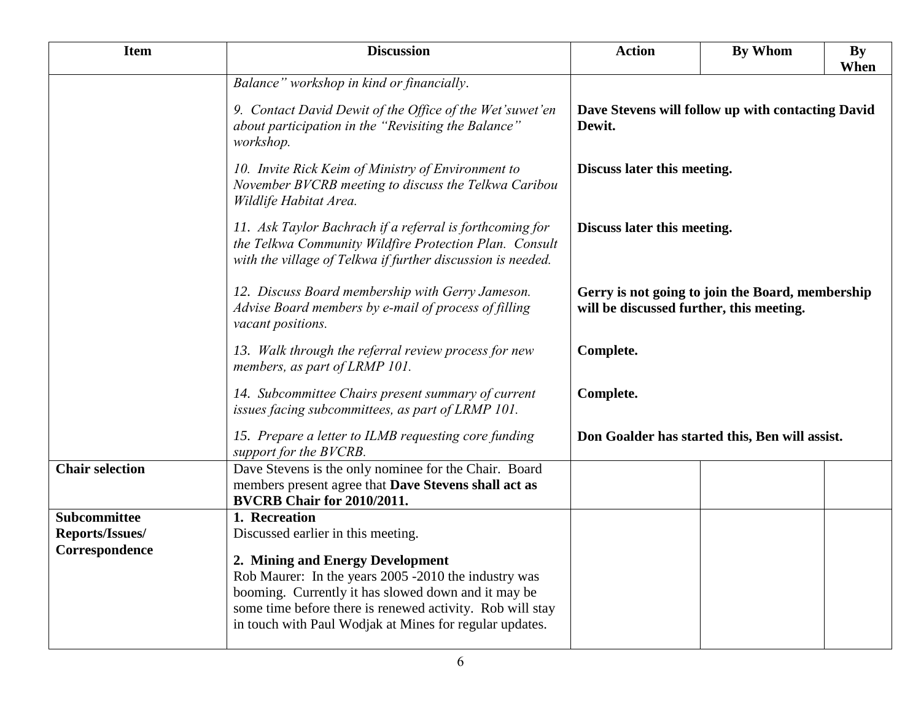| Item | Discussion | Action | By Whom | By When |
| --- | --- | --- | --- | --- |
| | *Balance" workshop in kind or financially.* | | | |
| | *9. Contact David Dewit of the Office of the Wet'suwet'en about participation in the "Revisiting the Balance" workshop.* | **Dave Stevens will follow up with contacting David Dewit.** | | |
| | *10. Invite Rick Keim of Ministry of Environment to November BVCRB meeting to discuss the Telkwa Caribou Wildlife Habitat Area.* | **Discuss later this meeting.** | | |
| | *11. Ask Taylor Bachrach if a referral is forthcoming for the Telkwa Community Wildfire Protection Plan. Consult with the village of Telkwa if further discussion is needed.* | **Discuss later this meeting.** | | |
| | *12. Discuss Board membership with Gerry Jameson. Advise Board members by e-mail of process of filling vacant positions.* | **Gerry is not going to join the Board, membership will be discussed further, this meeting.** | | |
| | *13. Walk through the referral review process for new members, as part of LRMP 101.* | **Complete.** | | |
| | *14. Subcommittee Chairs present summary of current issues facing subcommittees, as part of LRMP 101.* | **Complete.** | | |
| | *15. Prepare a letter to ILMB requesting core funding support for the BVCRB.* | **Don Goalder has started this, Ben will assist.** | | |
| **Chair selection** | Dave Stevens is the only nominee for the Chair. Board members present agree that **Dave Stevens shall act as BVCRB Chair for 2010/2011.** | | | |
| **Subcommittee Reports/Issues/ Correspondence** | **1. Recreation**<br>Discussed earlier in this meeting.<br><br>**2. Mining and Energy Development**<br>Rob Maurer: In the years 2005 -2010 the industry was booming. Currently it has slowed down and it may be some time before there is renewed activity. Rob will stay in touch with Paul Wodjak at Mines for regular updates. | | | |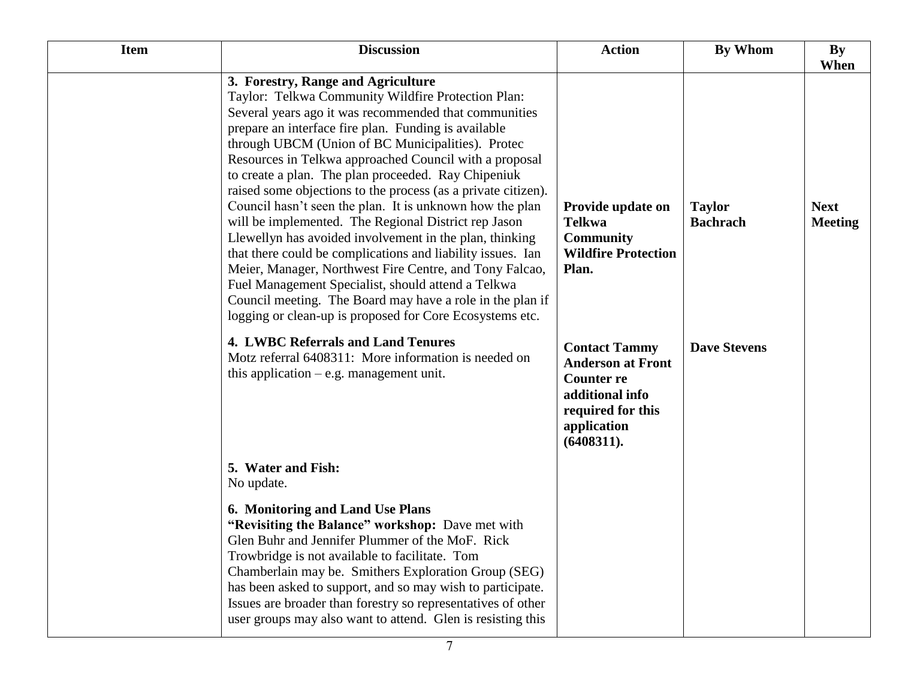| Item | Discussion | Action | By Whom | By When |
|---|---|---|---|---|
| | **3. Forestry, Range and Agriculture**<br>Taylor: Telkwa Community Wildfire Protection Plan: Several years ago it was recommended that communities prepare an interface fire plan. Funding is available through UBCM (Union of BC Municipalities). Protec Resources in Telkwa approached Council with a proposal to create a plan. The plan proceeded. Ray Chipeniuk raised some objections to the process (as a private citizen). Council hasn't seen the plan. It is unknown how the plan will be implemented. The Regional District rep Jason Llewellyn has avoided involvement in the plan, thinking that there could be complications and liability issues. Ian Meier, Manager, Northwest Fire Centre, and Tony Falcao, Fuel Management Specialist, should attend a Telkwa Council meeting. The Board may have a role in the plan if logging or clean-up is proposed for Core Ecosystems etc. | **Provide update on Telkwa Community Wildfire Protection Plan.** | **Taylor Bachrach** | **Next Meeting** |
| | **4. LWBC Referrals and Land Tenures**<br>Motz referral 6408311: More information is needed on this application – e.g. management unit. | **Contact Tammy Anderson at Front Counter re additional info required for this application (6408311).** | **Dave Stevens** | |
| | **5. Water and Fish:**<br>No update. | | | |
| | **6. Monitoring and Land Use Plans**<br>**"Revisiting the Balance" workshop:** Dave met with Glen Buhr and Jennifer Plummer of the MoF. Rick Trowbridge is not available to facilitate. Tom Chamberlain may be. Smithers Exploration Group (SEG) has been asked to support, and so may wish to participate. Issues are broader than forestry so representatives of other user groups may also want to attend. Glen is resisting this | | | |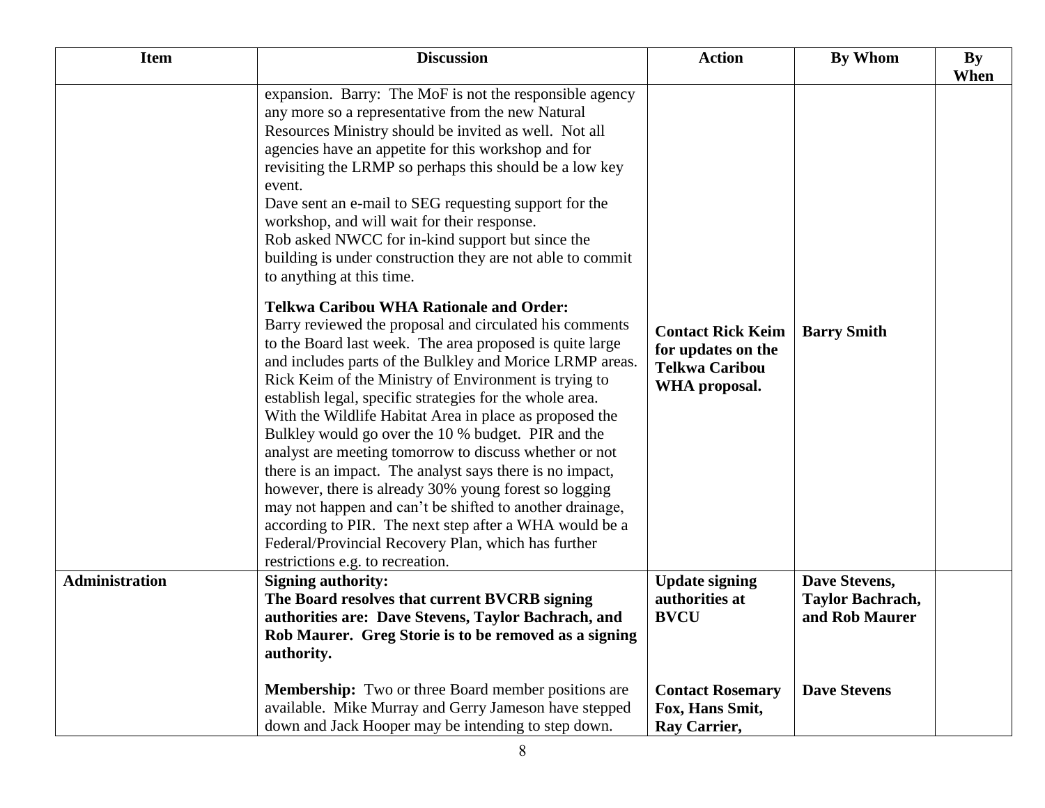| Item | Discussion | Action | By Whom | By When |
|---|---|---|---|---|
| | expansion. Barry: The MoF is not the responsible agency any more so a representative from the new Natural Resources Ministry should be invited as well. Not all agencies have an appetite for this workshop and for revisiting the LRMP so perhaps this should be a low key event.<br>Dave sent an e-mail to SEG requesting support for the workshop, and will wait for their response.<br>Rob asked NWCC for in-kind support but since the building is under construction they are not able to commit to anything at this time.<br><br>**Telkwa Caribou WHA Rationale and Order:**<br>Barry reviewed the proposal and circulated his comments to the Board last week. The area proposed is quite large and includes parts of the Bulkley and Morice LRMP areas. Rick Keim of the Ministry of Environment is trying to establish legal, specific strategies for the whole area. With the Wildlife Habitat Area in place as proposed the Bulkley would go over the 10 % budget. PIR and the analyst are meeting tomorrow to discuss whether or not there is an impact. The analyst says there is no impact, however, there is already 30% young forest so logging may not happen and can't be shifted to another drainage, according to PIR. The next step after a WHA would be a Federal/Provincial Recovery Plan, which has further restrictions e.g. to recreation. | **Contact Rick Keim for updates on the Telkwa Caribou WHA proposal.** | **Barry Smith** | |
| **Administration** | **Signing authority:**<br>**The Board resolves that current BVCRB signing authorities are: Dave Stevens, Taylor Bachrach, and Rob Maurer. Greg Storie is to be removed as a signing authority.**<br><br>**Membership:** Two or three Board member positions are available. Mike Murray and Gerry Jameson have stepped down and Jack Hooper may be intending to step down. | **Update signing authorities at BVCU**<br><br>**Contact Rosemary Fox, Hans Smit, Ray Carrier,** | **Dave Stevens, Taylor Bachrach, and Rob Maurer**<br><br>**Dave Stevens** | |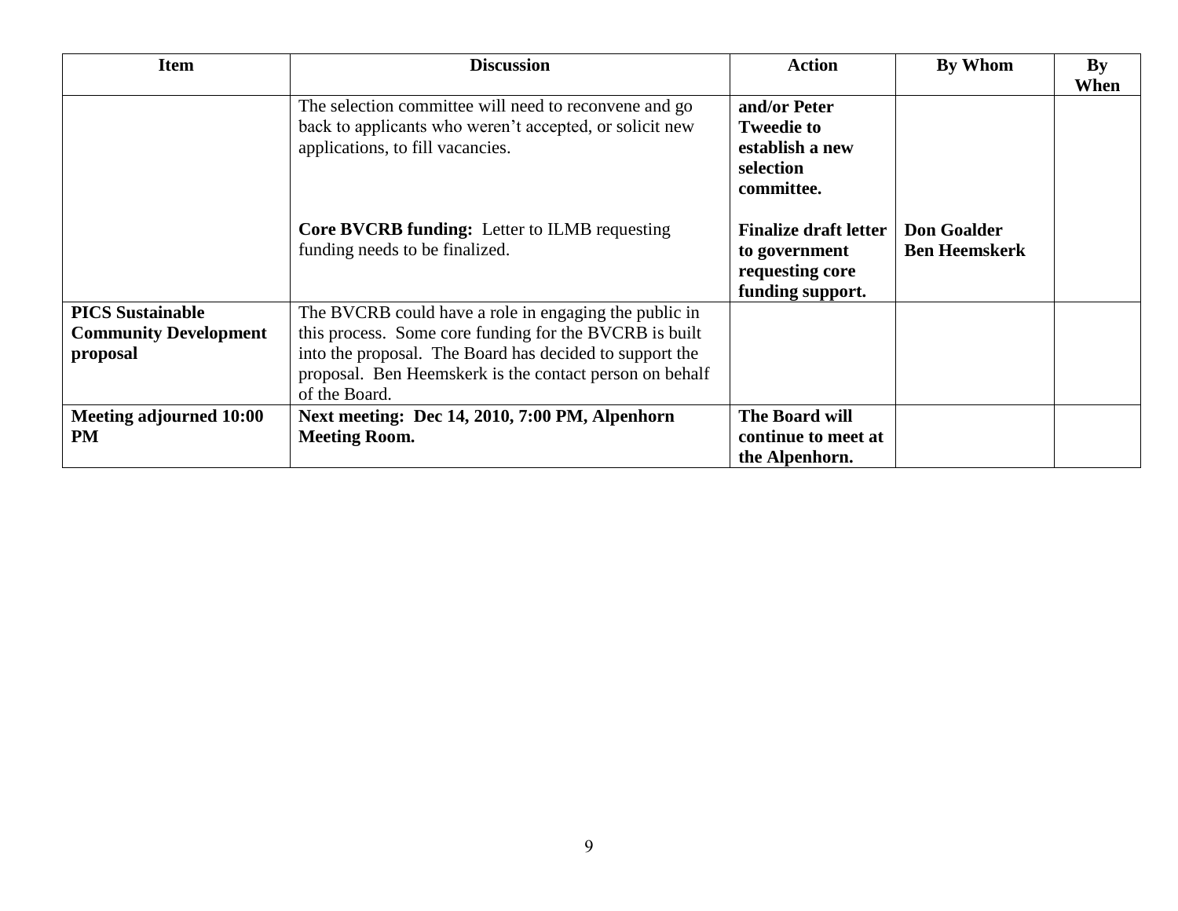| Item | Discussion | Action | By Whom | By When |
|---|---|---|---|---|
| | The selection committee will need to reconvene and go back to applicants who weren't accepted, or solicit new applications, to fill vacancies. | **and/or Peter Tweedie to establish a new selection committee.** | | |
| | **Core BVCRB funding:** Letter to ILMB requesting funding needs to be finalized. | **Finalize draft letter to government requesting core funding support.** | **Don Goalder Ben Heemskerk** | |
| **PICS Sustainable Community Development proposal** | The BVCRB could have a role in engaging the public in this process. Some core funding for the BVCRB is built into the proposal. The Board has decided to support the proposal. Ben Heemskerk is the contact person on behalf of the Board. | | | |
| **Meeting adjourned 10:00 PM** | **Next meeting: Dec 14, 2010, 7:00 PM, Alpenhorn Meeting Room.** | **The Board will continue to meet at the Alpenhorn.** | | |